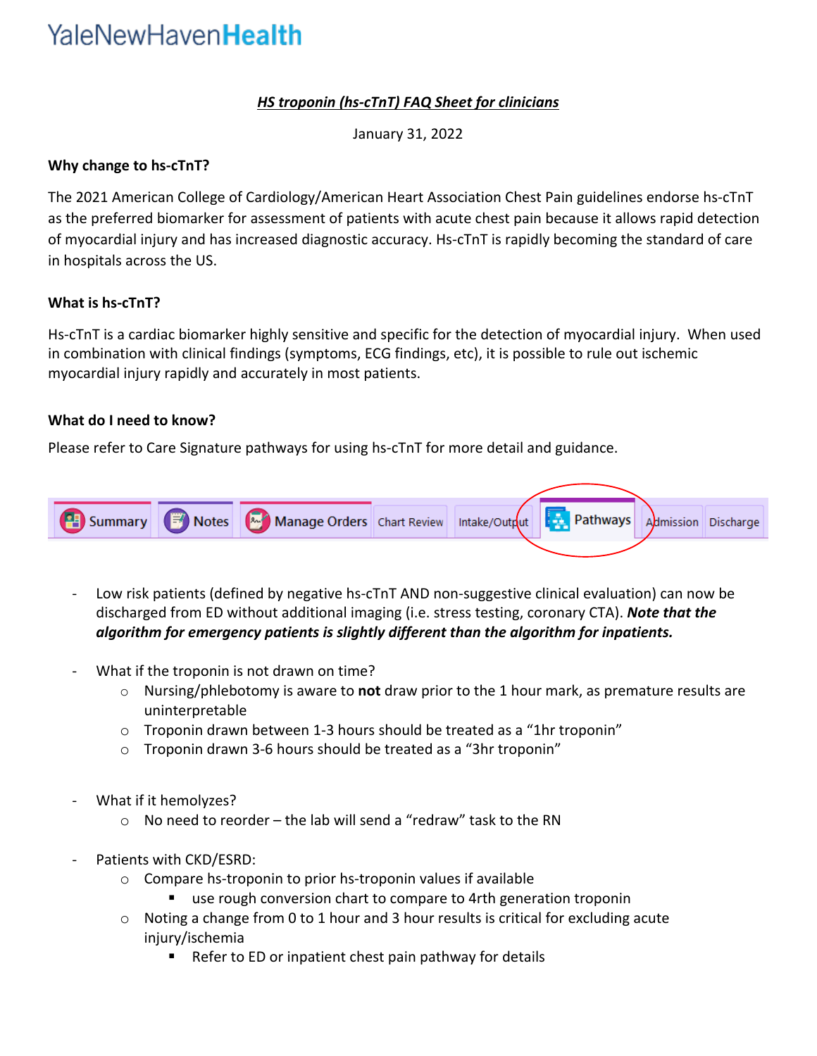YaleNewHavenHealth

## *HS troponin (hs-cTnT) FAQ Sheet for clinicians*

January 31, 2022

**Why change to hs-cTnT?**

The 2021 American College of Cardiology/American Heart Association Chest Pain guidelines endorse hs-cTnT as the preferred biomarker for assessment of patients with acute chest pain because it allows rapid detection of myocardial injury and has increased diagnostic accuracy. Hs-cTnT is rapidly becoming the standard of care in hospitals across the US.

**What is hs-cTnT?**

Hs-cTnT is a cardiac biomarker highly sensitive and specific for the detection of myocardial injury. When used in combination with clinical findings (symptoms, ECG findings, etc), it is possible to rule out ischemic myocardial injury rapidly and accurately in most patients.

**What do I need to know?**

Please refer to Care Signature pathways for using hs-cTnT for more detail and guidance.

Summary | Notes | Manage Orders | Chart Review | Intake/Output | Pathways | Admission | Discharge

- Low risk patients (defined by negative hs-cTnT AND non-suggestive clinical evaluation) can now be discharged from ED without additional imaging (i.e. stress testing, coronary CTA). ***Note that the algorithm for emergency patients is slightly different than the algorithm for inpatients.***

- What if the troponin is not drawn on time?
  - Nursing/phlebotomy is aware to **not** draw prior to the 1 hour mark, as premature results are uninterpretable
  - Troponin drawn between 1-3 hours should be treated as a "1hr troponin"
  - Troponin drawn 3-6 hours should be treated as a "3hr troponin"

- What if it hemolyzes?
  - No need to reorder – the lab will send a "redraw" task to the RN

- Patients with CKD/ESRD:
  - Compare hs-troponin to prior hs-troponin values if available
    - use rough conversion chart to compare to 4rth generation troponin
  - Noting a change from 0 to 1 hour and 3 hour results is critical for excluding acute injury/ischemia
    - Refer to ED or inpatient chest pain pathway for details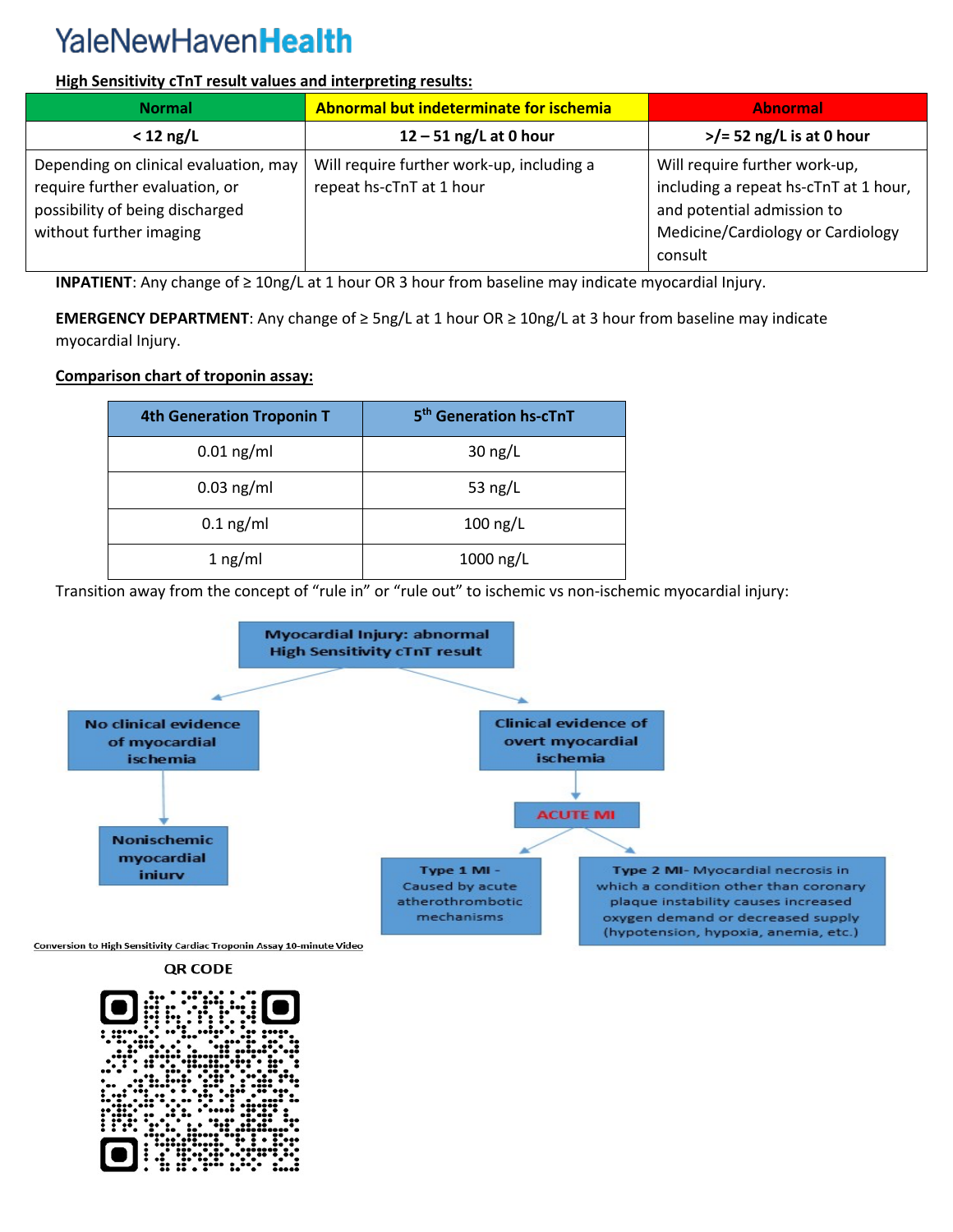YaleNewHavenHealth

**High Sensitivity cTnT result values and interpreting results:**

| Normal | Abnormal but indeterminate for ischemia | Abnormal |
|---|---|---|
| **< 12 ng/L** | **12 – 51 ng/L at 0 hour** | **>/= 52 ng/L is at 0 hour** |
| Depending on clinical evaluation, may require further evaluation, or possibility of being discharged without further imaging | Will require further work-up, including a repeat hs-cTnT at 1 hour | Will require further work-up, including a repeat hs-cTnT at 1 hour, and potential admission to Medicine/Cardiology or Cardiology consult |

**INPATIENT**: Any change of ≥ 10ng/L at 1 hour OR 3 hour from baseline may indicate myocardial Injury.

**EMERGENCY DEPARTMENT**: Any change of ≥ 5ng/L at 1 hour OR ≥ 10ng/L at 3 hour from baseline may indicate myocardial Injury.

**Comparison chart of troponin assay:**

| 4th Generation Troponin T | 5th Generation hs-cTnT |
|---|---|
| 0.01 ng/ml | 30 ng/L |
| 0.03 ng/ml | 53 ng/L |
| 0.1 ng/ml | 100 ng/L |
| 1 ng/ml | 1000 ng/L |

Transition away from the concept of "rule in" or "rule out" to ischemic vs non-ischemic myocardial injury:

Myocardial Injury: abnormal High Sensitivity cTnT result

No clinical evidence of myocardial ischemia

Nonischemic myocardial injury

Clinical evidence of overt myocardial ischemia

ACUTE MI

Type 1 MI - Caused by acute atherothrombotic mechanisms

Type 2 MI- Myocardial necrosis in which a condition other than coronary plaque instability causes increased oxygen demand or decreased supply (hypotension, hypoxia, anemia, etc.)

Conversion to High Sensitivity Cardiac Troponin Assay 10-minute Video

QR CODE